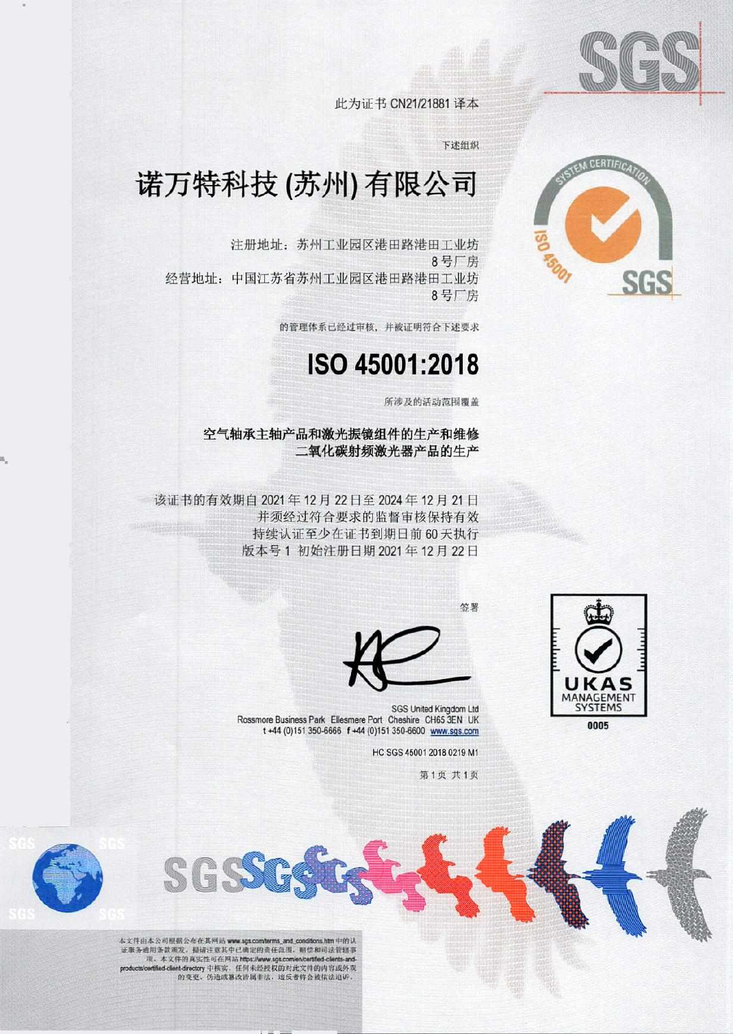此为证书 CN21/21881 译本

下述组织

# 诺万特科技 (苏州) 有限公司

注册地址：苏州工业园区港田路港田工业坊
8 号厂房
经营地址：中国江苏省苏州工业园区港田路港田工业坊
8 号厂房

的管理体系已经过审核，并被证明符合下述要求

# ISO 45001:2018

所涉及的活动范围覆盖

**空气轴承主轴产品和激光振镜组件的生产和维修**
**二氧化碳射频激光器产品的生产**

该证书的有效期自 2021 年 12 月 22 日至 2024 年 12 月 21 日
并须经过符合要求的监督审核保持有效
持续认证至少在证书到期日前 60 天执行
版本号 1 初始注册日期 2021 年 12 月 22 日

签署

SGS United Kingdom Ltd
Rossmore Business Park Ellesmere Port Cheshire CH65 3EN UK
t +44 (0)151 350-6666 f +44 (0)151 350-6600 www.sgs.com

HC SGS 45001 2018 0219 M1

UKAS MANAGEMENT SYSTEMS 0005

本文件由本公司根据公布在其网站 www.sgs.com/terms_and_conditions.htm 中的认证服务通用条款颁发，提请注意其中已确定的责任范围、赔偿和司法管辖事项。本文件的真实性可在网站 https://www.sgs.com/en/certified-clients-and-products/certified-client-directory 中核实。任何未经授权的对此文件的内容或外观的变更、伪造或篡改皆属非法，违反者将会被依法追诉。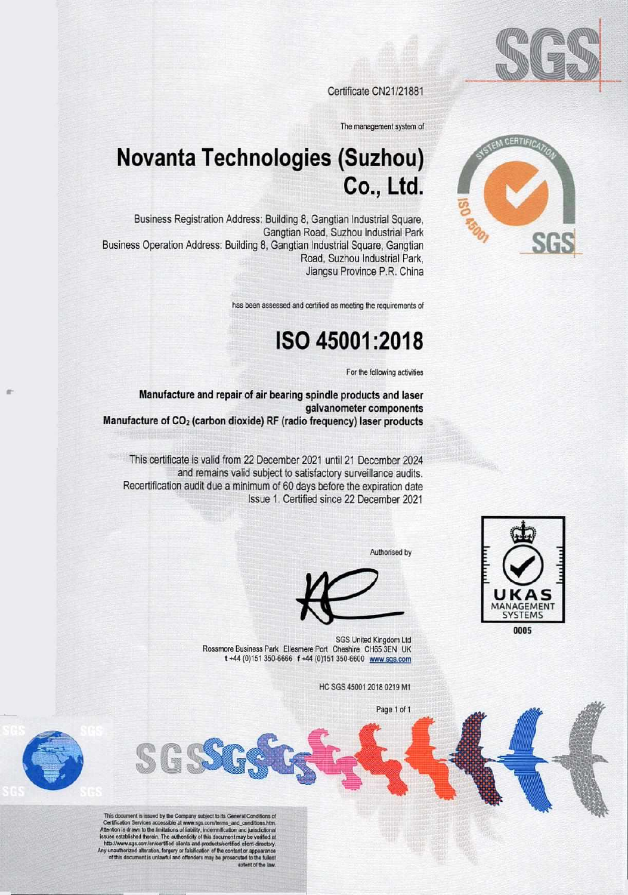Certificate CN21/21881

The management system of

# Novanta Technologies (Suzhou) Co., Ltd.

Business Registration Address: Building 8, Gangtian Industrial Square, Gangtian Road, Suzhou Industrial Park
Business Operation Address: Building 8, Gangtian Industrial Square, Gangtian Road, Suzhou Industrial Park, Jiangsu Province P.R. China

has been assessed and certified as meeting the requirements of

# ISO 45001:2018

For the following activities

**Manufacture and repair of air bearing spindle products and laser galvanometer components**
**Manufacture of $CO_2$ (carbon dioxide) RF (radio frequency) laser products**

This certificate is valid from 22 December 2021 until 21 December 2024 and remains valid subject to satisfactory surveillance audits.
Recertification audit due a minimum of 60 days before the expiration date
Issue 1. Certified since 22 December 2021

Authorised by

SGS United Kingdom Ltd
Rossmore Business Park Ellesmere Port Cheshire CH65 3EN UK
t +44 (0)151 350-6666 f +44 (0)151 350-6600 www.sgs.com

HC SGS 45001 2018 0219 M1

UKAS MANAGEMENT SYSTEMS
0005

This document is issued by the Company subject to its General Conditions of Certification Services accessible at www.sgs.com/terms_and_conditions.htm. Attention is drawn to the limitations of liability, indemnification and jurisdictional issues established therein. The authenticity of this document may be verified at http://www.sgs.com/en/certified-clients-and-products/certified-client-directory. Any unauthorized alteration, forgery or falsification of the content or appearance of this document is unlawful and offenders may be prosecuted to the fullest extent of the law.